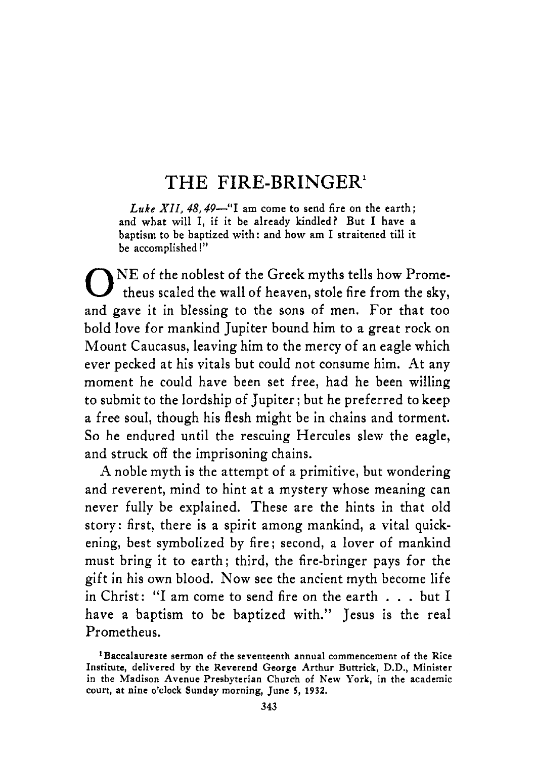# THE FIRE-BRINGER[1]

*Luke XII, 48, 49*—"I am come to send fire on the earth; and what will I, if it be already kindled? But I have a baptism to be baptized with: and how am I straitened till it be accomplished!"

ONE of the noblest of the Greek myths tells how Prometheus scaled the wall of heaven, stole fire from the sky, and gave it in blessing to the sons of men. For that too bold love for mankind Jupiter bound him to a great rock on Mount Caucasus, leaving him to the mercy of an eagle which ever pecked at his vitals but could not consume him. At any moment he could have been set free, had he been willing to submit to the lordship of Jupiter; but he preferred to keep a free soul, though his flesh might be in chains and torment. So he endured until the rescuing Hercules slew the eagle, and struck off the imprisoning chains.

A noble myth is the attempt of a primitive, but wondering and reverent, mind to hint at a mystery whose meaning can never fully be explained. These are the hints in that old story: first, there is a spirit among mankind, a vital quickening, best symbolized by fire; second, a lover of mankind must bring it to earth; third, the fire-bringer pays for the gift in his own blood. Now see the ancient myth become life in Christ: "I am come to send fire on the earth . . . but I have a baptism to be baptized with." Jesus is the real Prometheus.

[1] Baccalaureate sermon of the seventeenth annual commencement of the Rice Institute, delivered by the Reverend George Arthur Buttrick, D.D., Minister in the Madison Avenue Presbyterian Church of New York, in the academic court, at nine o'clock Sunday morning, June 5, 1932.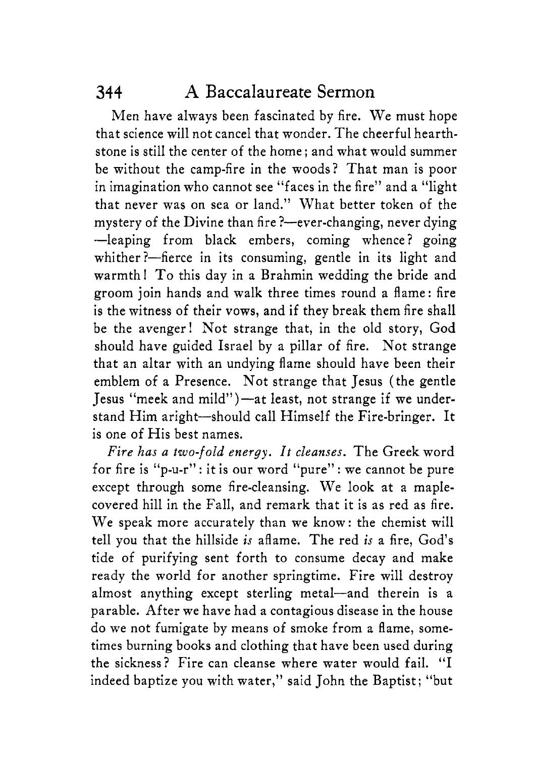Men have always been fascinated by fire. We must hope that science will not cancel that wonder. The cheerful hearth-stone is still the center of the home; and what would summer be without the camp-fire in the woods? That man is poor in imagination who cannot see "faces in the fire" and a "light that never was on sea or land." What better token of the mystery of the Divine than fire?—ever-changing, never dying—leaping from black embers, coming whence? going whither?—fierce in its consuming, gentle in its light and warmth! To this day in a Brahmin wedding the bride and groom join hands and walk three times round a flame: fire is the witness of their vows, and if they break them fire shall be the avenger! Not strange that, in the old story, God should have guided Israel by a pillar of fire. Not strange that an altar with an undying flame should have been their emblem of a Presence. Not strange that Jesus (the gentle Jesus "meek and mild")—at least, not strange if we understand Him aright—should call Himself the Fire-bringer. It is one of His best names.

*Fire has a two-fold energy. It cleanses.* The Greek word for fire is "p-u-r": it is our word "pure": we cannot be pure except through some fire-cleansing. We look at a maple-covered hill in the Fall, and remark that it is as red as fire. We speak more accurately than we know: the chemist will tell you that the hillside *is* aflame. The red *is* a fire, God's tide of purifying sent forth to consume decay and make ready the world for another springtime. Fire will destroy almost anything except sterling metal—and therein is a parable. After we have had a contagious disease in the house do we not fumigate by means of smoke from a flame, sometimes burning books and clothing that have been used during the sickness? Fire can cleanse where water would fail. "I indeed baptize you with water," said John the Baptist; "but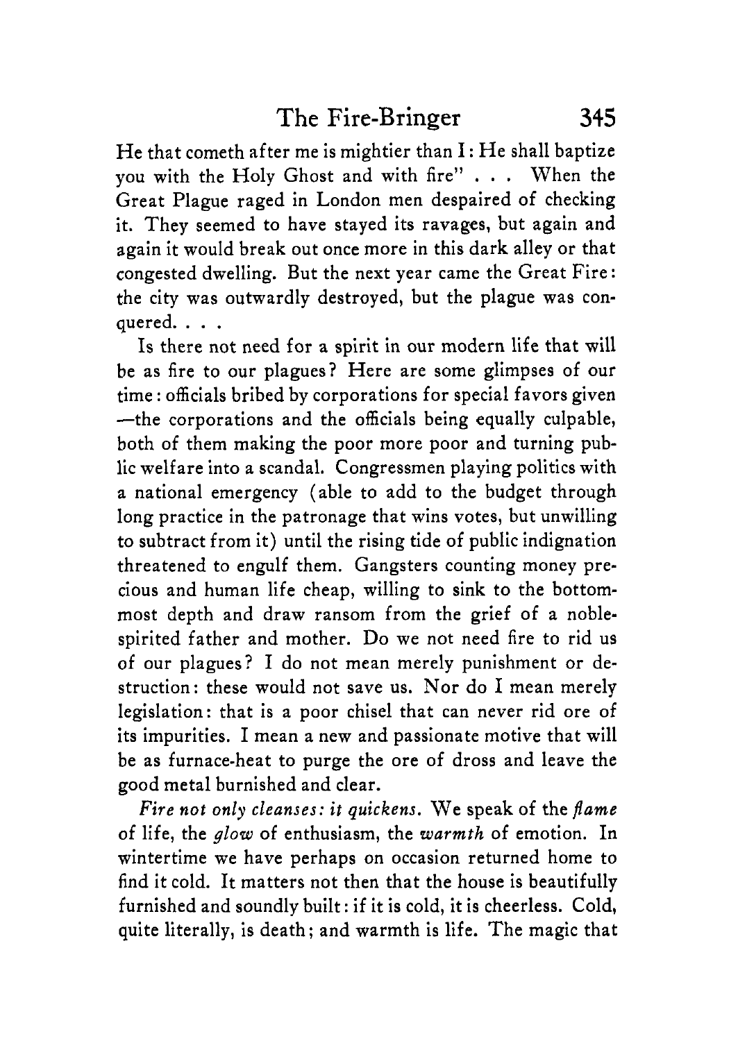He that cometh after me is mightier than I: He shall baptize you with the Holy Ghost and with fire" . . . When the Great Plague raged in London men despaired of checking it. They seemed to have stayed its ravages, but again and again it would break out once more in this dark alley or that congested dwelling. But the next year came the Great Fire: the city was outwardly destroyed, but the plague was conquered. . . .

Is there not need for a spirit in our modern life that will be as fire to our plagues? Here are some glimpses of our time: officials bribed by corporations for special favors given—the corporations and the officials being equally culpable, both of them making the poor more poor and turning public welfare into a scandal. Congressmen playing politics with a national emergency (able to add to the budget through long practice in the patronage that wins votes, but unwilling to subtract from it) until the rising tide of public indignation threatened to engulf them. Gangsters counting money precious and human life cheap, willing to sink to the bottommost depth and draw ransom from the grief of a noble-spirited father and mother. Do we not need fire to rid us of our plagues? I do not mean merely punishment or destruction: these would not save us. Nor do I mean merely legislation: that is a poor chisel that can never rid ore of its impurities. I mean a new and passionate motive that will be as furnace-heat to purge the ore of dross and leave the good metal burnished and clear.

*Fire not only cleanses: it quickens.* We speak of the *flame* of life, the *glow* of enthusiasm, the *warmth* of emotion. In wintertime we have perhaps on occasion returned home to find it cold. It matters not then that the house is beautifully furnished and soundly built: if it is cold, it is cheerless. Cold, quite literally, is death; and warmth is life. The magic that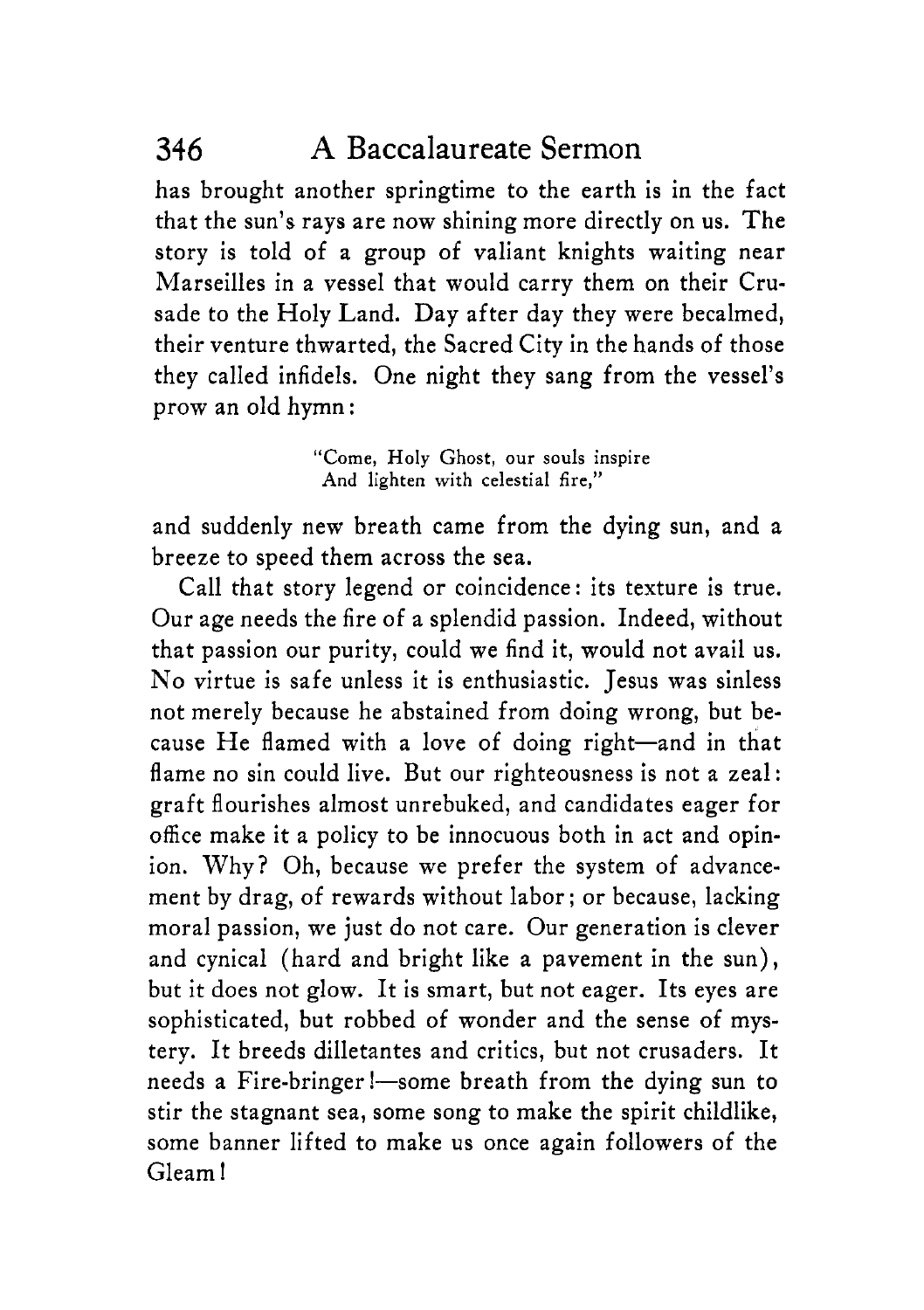has brought another springtime to the earth is in the fact that the sun's rays are now shining more directly on us. The story is told of a group of valiant knights waiting near Marseilles in a vessel that would carry them on their Crusade to the Holy Land. Day after day they were becalmed, their venture thwarted, the Sacred City in the hands of those they called infidels. One night they sang from the vessel's prow an old hymn:

> "Come, Holy Ghost, our souls inspire
> And lighten with celestial fire,"

and suddenly new breath came from the dying sun, and a breeze to speed them across the sea.

Call that story legend or coincidence: its texture is true. Our age needs the fire of a splendid passion. Indeed, without that passion our purity, could we find it, would not avail us. No virtue is safe unless it is enthusiastic. Jesus was sinless not merely because he abstained from doing wrong, but because He flamed with a love of doing right—and in that flame no sin could live. But our righteousness is not a zeal: graft flourishes almost unrebuked, and candidates eager for office make it a policy to be innocuous both in act and opinion. Why? Oh, because we prefer the system of advancement by drag, of rewards without labor; or because, lacking moral passion, we just do not care. Our generation is clever and cynical (hard and bright like a pavement in the sun), but it does not glow. It is smart, but not eager. Its eyes are sophisticated, but robbed of wonder and the sense of mystery. It breeds dilletantes and critics, but not crusaders. It needs a Fire-bringer!—some breath from the dying sun to stir the stagnant sea, some song to make the spirit childlike, some banner lifted to make us once again followers of the Gleam!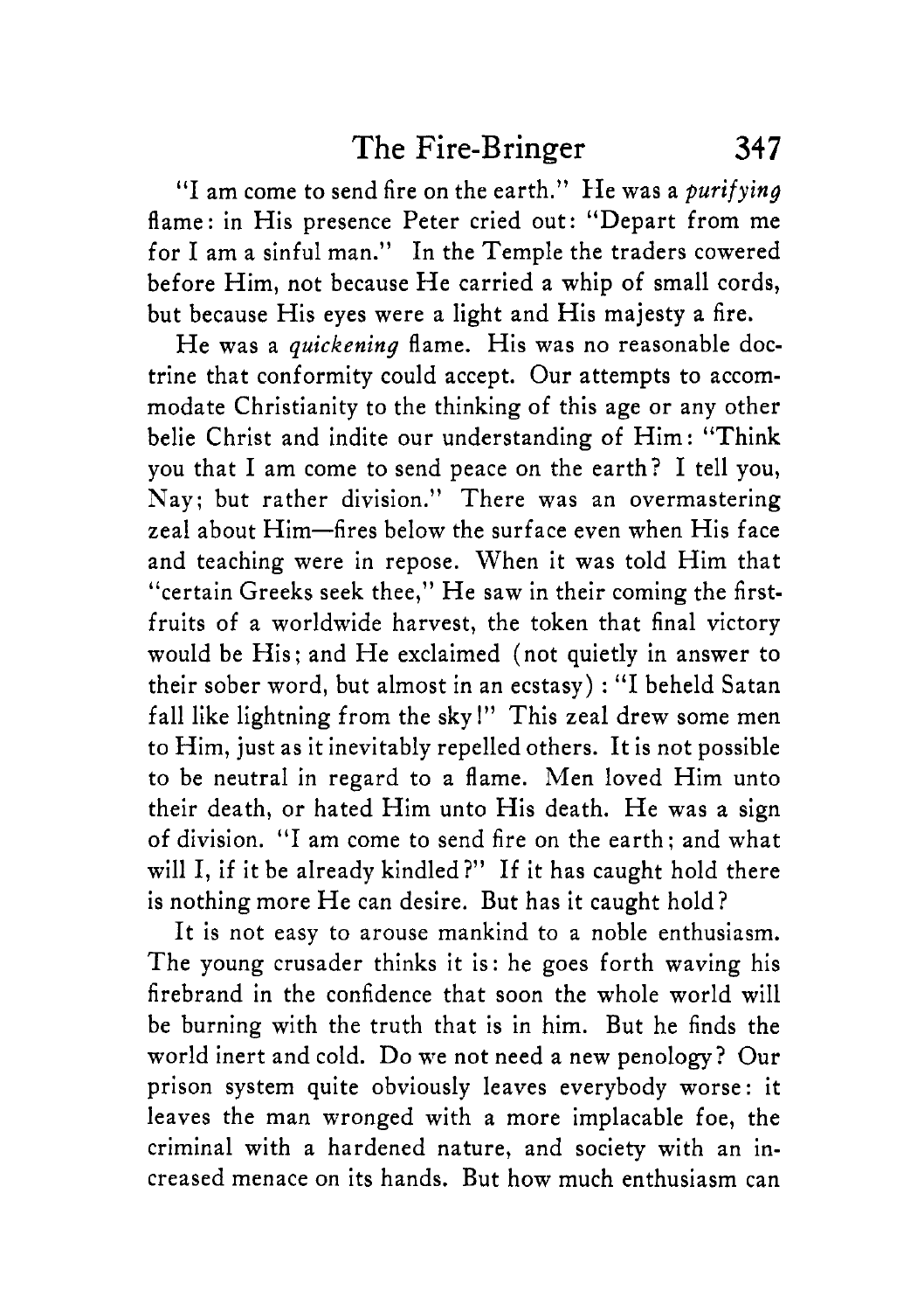"I am come to send fire on the earth." He was a *purifying* flame: in His presence Peter cried out: "Depart from me for I am a sinful man." In the Temple the traders cowered before Him, not because He carried a whip of small cords, but because His eyes were a light and His majesty a fire.

He was a *quickening* flame. His was no reasonable doctrine that conformity could accept. Our attempts to accommodate Christianity to the thinking of this age or any other belie Christ and indite our understanding of Him: "Think you that I am come to send peace on the earth? I tell you, Nay; but rather division." There was an overmastering zeal about Him—fires below the surface even when His face and teaching were in repose. When it was told Him that "certain Greeks seek thee," He saw in their coming the first-fruits of a worldwide harvest, the token that final victory would be His; and He exclaimed (not quietly in answer to their sober word, but almost in an ecstasy): "I beheld Satan fall like lightning from the sky!" This zeal drew some men to Him, just as it inevitably repelled others. It is not possible to be neutral in regard to a flame. Men loved Him unto their death, or hated Him unto His death. He was a sign of division. "I am come to send fire on the earth; and what will I, if it be already kindled?" If it has caught hold there is nothing more He can desire. But has it caught hold?

It is not easy to arouse mankind to a noble enthusiasm. The young crusader thinks it is: he goes forth waving his firebrand in the confidence that soon the whole world will be burning with the truth that is in him. But he finds the world inert and cold. Do we not need a new penology? Our prison system quite obviously leaves everybody worse: it leaves the man wronged with a more implacable foe, the criminal with a hardened nature, and society with an increased menace on its hands. But how much enthusiasm can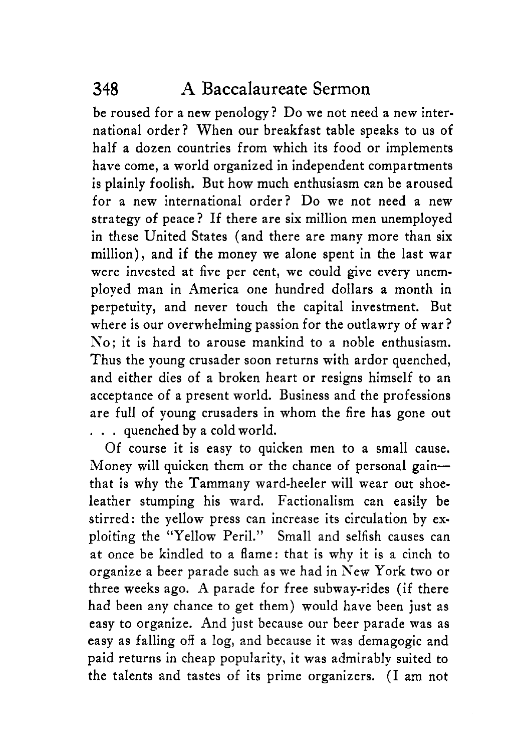be roused for a new penology? Do we not need a new international order? When our breakfast table speaks to us of half a dozen countries from which its food or implements have come, a world organized in independent compartments is plainly foolish. But how much enthusiasm can be aroused for a new international order? Do we not need a new strategy of peace? If there are six million men unemployed in these United States (and there are many more than six million), and if the money we alone spent in the last war were invested at five per cent, we could give every unemployed man in America one hundred dollars a month in perpetuity, and never touch the capital investment. But where is our overwhelming passion for the outlawry of war? No; it is hard to arouse mankind to a noble enthusiasm. Thus the young crusader soon returns with ardor quenched, and either dies of a broken heart or resigns himself to an acceptance of a present world. Business and the professions are full of young crusaders in whom the fire has gone out . . . quenched by a cold world.

Of course it is easy to quicken men to a small cause. Money will quicken them or the chance of personal gain—that is why the Tammany ward-heeler will wear out shoe-leather stumping his ward. Factionalism can easily be stirred: the yellow press can increase its circulation by exploiting the "Yellow Peril." Small and selfish causes can at once be kindled to a flame: that is why it is a cinch to organize a beer parade such as we had in New York two or three weeks ago. A parade for free subway-rides (if there had been any chance to get them) would have been just as easy to organize. And just because our beer parade was as easy as falling off a log, and because it was demagogic and paid returns in cheap popularity, it was admirably suited to the talents and tastes of its prime organizers. (I am not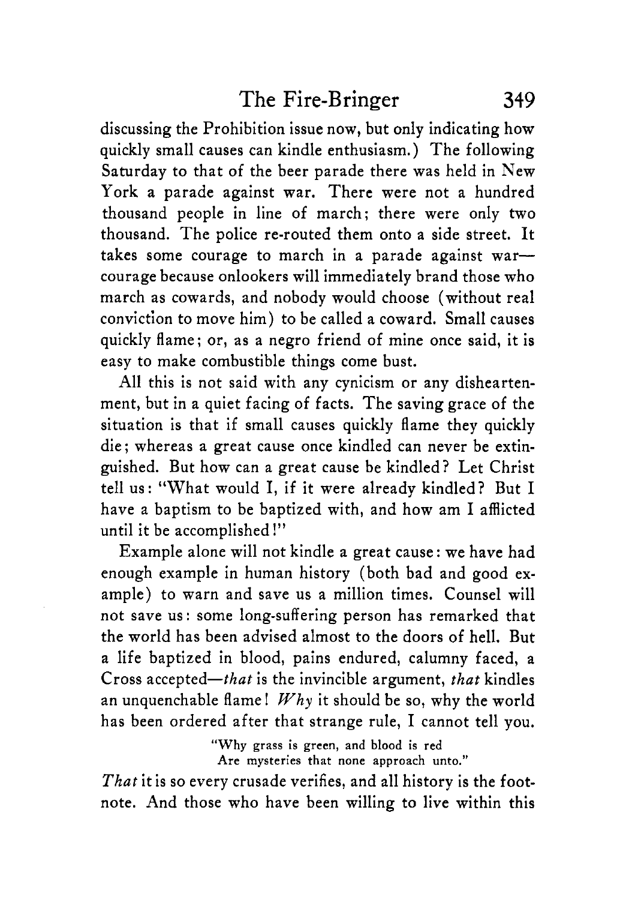discussing the Prohibition issue now, but only indicating how quickly small causes can kindle enthusiasm.) The following Saturday to that of the beer parade there was held in New York a parade against war. There were not a hundred thousand people in line of march; there were only two thousand. The police re-routed them onto a side street. It takes some courage to march in a parade against war—courage because onlookers will immediately brand those who march as cowards, and nobody would choose (without real conviction to move him) to be called a coward. Small causes quickly flame; or, as a negro friend of mine once said, it is easy to make combustible things come bust.

All this is not said with any cynicism or any disheartenment, but in a quiet facing of facts. The saving grace of the situation is that if small causes quickly flame they quickly die; whereas a great cause once kindled can never be extinguished. But how can a great cause be kindled? Let Christ tell us: "What would I, if it were already kindled? But I have a baptism to be baptized with, and how am I afflicted until it be accomplished!"

Example alone will not kindle a great cause: we have had enough example in human history (both bad and good example) to warn and save us a million times. Counsel will not save us: some long-suffering person has remarked that the world has been advised almost to the doors of hell. But a life baptized in blood, pains endured, calumny faced, a Cross accepted—*that* is the invincible argument, *that* kindles an unquenchable flame! *Why* it should be so, why the world has been ordered after that strange rule, I cannot tell you.

> "Why grass is green, and blood is red
> Are mysteries that none approach unto."

*That* it is so every crusade verifies, and all history is the footnote. And those who have been willing to live within this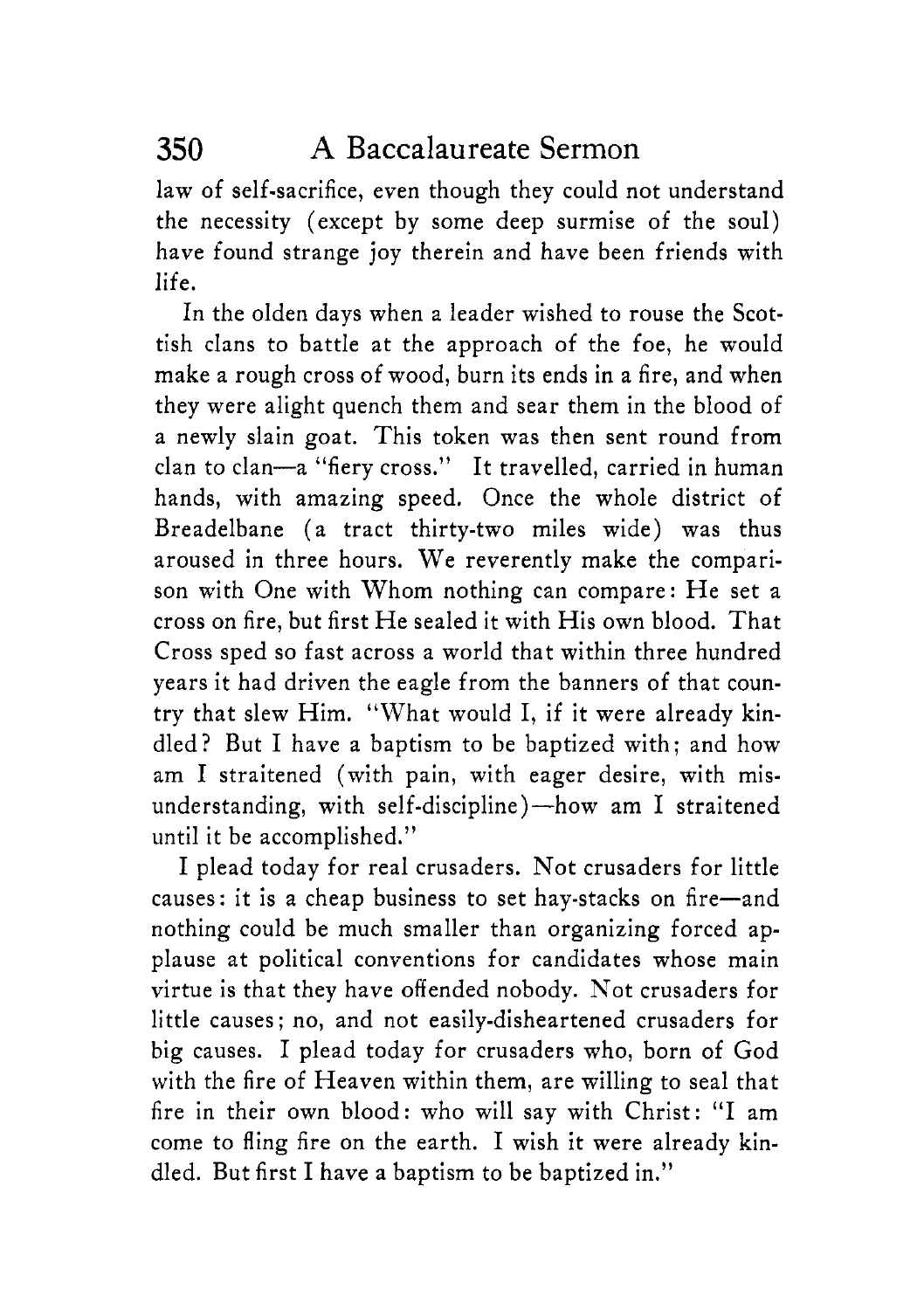law of self-sacrifice, even though they could not understand the necessity (except by some deep surmise of the soul) have found strange joy therein and have been friends with life.

In the olden days when a leader wished to rouse the Scottish clans to battle at the approach of the foe, he would make a rough cross of wood, burn its ends in a fire, and when they were alight quench them and sear them in the blood of a newly slain goat. This token was then sent round from clan to clan—a "fiery cross." It travelled, carried in human hands, with amazing speed. Once the whole district of Breadelbane (a tract thirty-two miles wide) was thus aroused in three hours. We reverently make the comparison with One with Whom nothing can compare: He set a cross on fire, but first He sealed it with His own blood. That Cross sped so fast across a world that within three hundred years it had driven the eagle from the banners of that country that slew Him. "What would I, if it were already kindled? But I have a baptism to be baptized with; and how am I straitened (with pain, with eager desire, with misunderstanding, with self-discipline)—how am I straitened until it be accomplished."

I plead today for real crusaders. Not crusaders for little causes: it is a cheap business to set hay-stacks on fire—and nothing could be much smaller than organizing forced applause at political conventions for candidates whose main virtue is that they have offended nobody. Not crusaders for little causes; no, and not easily-disheartened crusaders for big causes. I plead today for crusaders who, born of God with the fire of Heaven within them, are willing to seal that fire in their own blood: who will say with Christ: "I am come to fling fire on the earth. I wish it were already kindled. But first I have a baptism to be baptized in."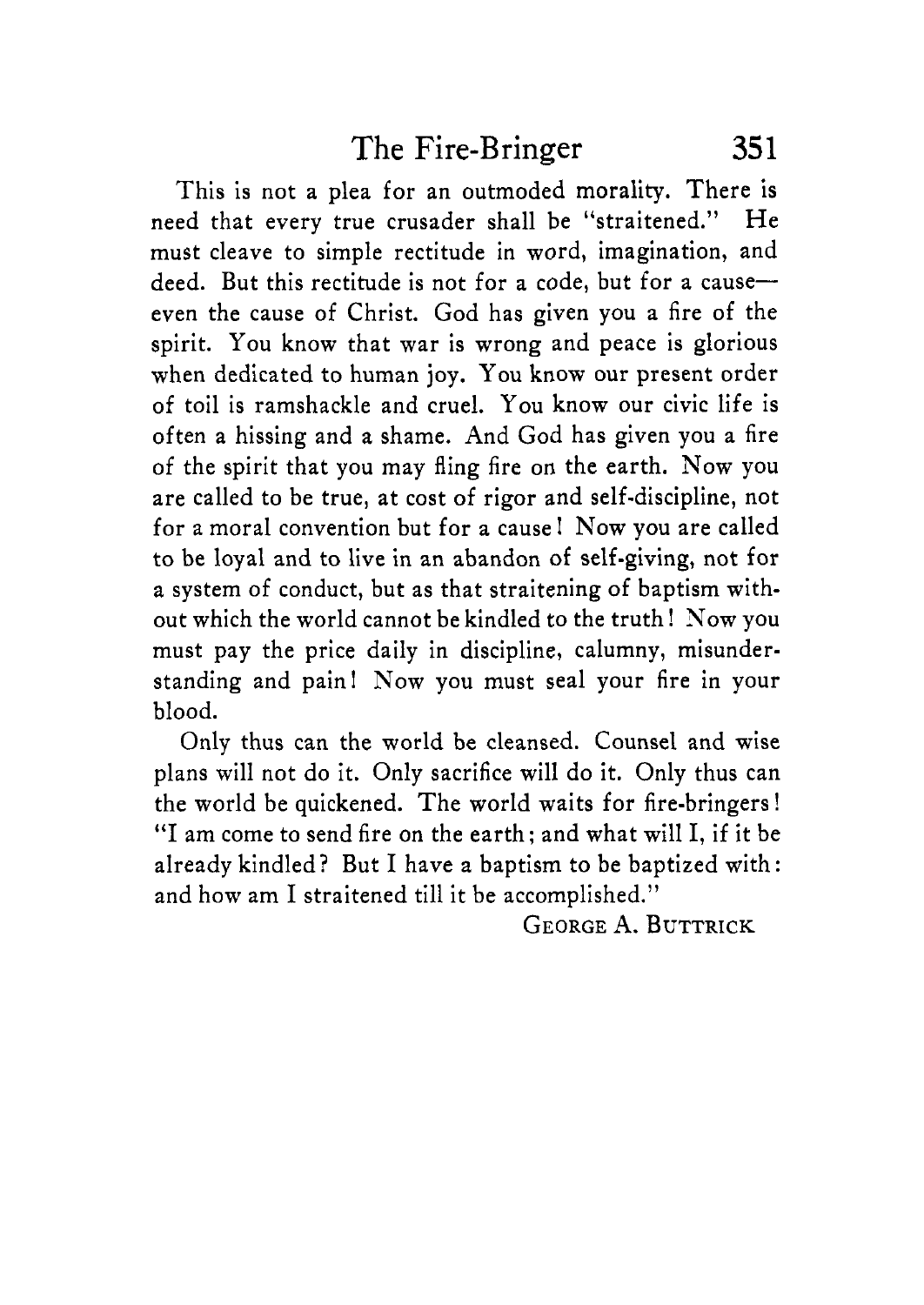This is not a plea for an outmoded morality. There is need that every true crusader shall be "straitened." He must cleave to simple rectitude in word, imagination, and deed. But this rectitude is not for a code, but for a cause—even the cause of Christ. God has given you a fire of the spirit. You know that war is wrong and peace is glorious when dedicated to human joy. You know our present order of toil is ramshackle and cruel. You know our civic life is often a hissing and a shame. And God has given you a fire of the spirit that you may fling fire on the earth. Now you are called to be true, at cost of rigor and self-discipline, not for a moral convention but for a cause! Now you are called to be loyal and to live in an abandon of self-giving, not for a system of conduct, but as that straitening of baptism without which the world cannot be kindled to the truth! Now you must pay the price daily in discipline, calumny, misunderstanding and pain! Now you must seal your fire in your blood.

Only thus can the world be cleansed. Counsel and wise plans will not do it. Only sacrifice will do it. Only thus can the world be quickened. The world waits for fire-bringers! "I am come to send fire on the earth; and what will I, if it be already kindled? But I have a baptism to be baptized with: and how am I straitened till it be accomplished."

George A. Buttrick